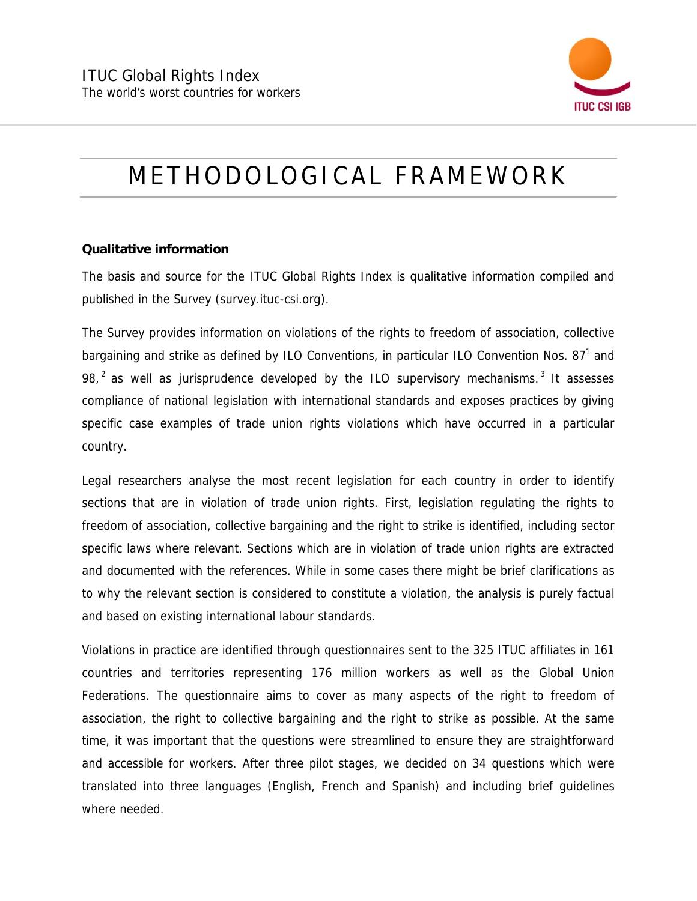ITUC Global Rights Index
The world's worst countries for workers

# METHODOLOGICAL FRAMEWORK

**Qualitative information**

The basis and source for the ITUC Global Rights Index is qualitative information compiled and published in the Survey (survey.ituc-csi.org).

The Survey provides information on violations of the rights to freedom of association, collective bargaining and strike as defined by ILO Conventions, in particular ILO Convention Nos. 87[1] and 98,[2] as well as jurisprudence developed by the ILO supervisory mechanisms.[3] It assesses compliance of national legislation with international standards and exposes practices by giving specific case examples of trade union rights violations which have occurred in a particular country.

Legal researchers analyse the most recent legislation for each country in order to identify sections that are in violation of trade union rights. First, legislation regulating the rights to freedom of association, collective bargaining and the right to strike is identified, including sector specific laws where relevant. Sections which are in violation of trade union rights are extracted and documented with the references. While in some cases there might be brief clarifications as to why the relevant section is considered to constitute a violation, the analysis is purely factual and based on existing international labour standards.

Violations in practice are identified through questionnaires sent to the 325 ITUC affiliates in 161 countries and territories representing 176 million workers as well as the Global Union Federations. The questionnaire aims to cover as many aspects of the right to freedom of association, the right to collective bargaining and the right to strike as possible. At the same time, it was important that the questions were streamlined to ensure they are straightforward and accessible for workers. After three pilot stages, we decided on 34 questions which were translated into three languages (English, French and Spanish) and including brief guidelines where needed.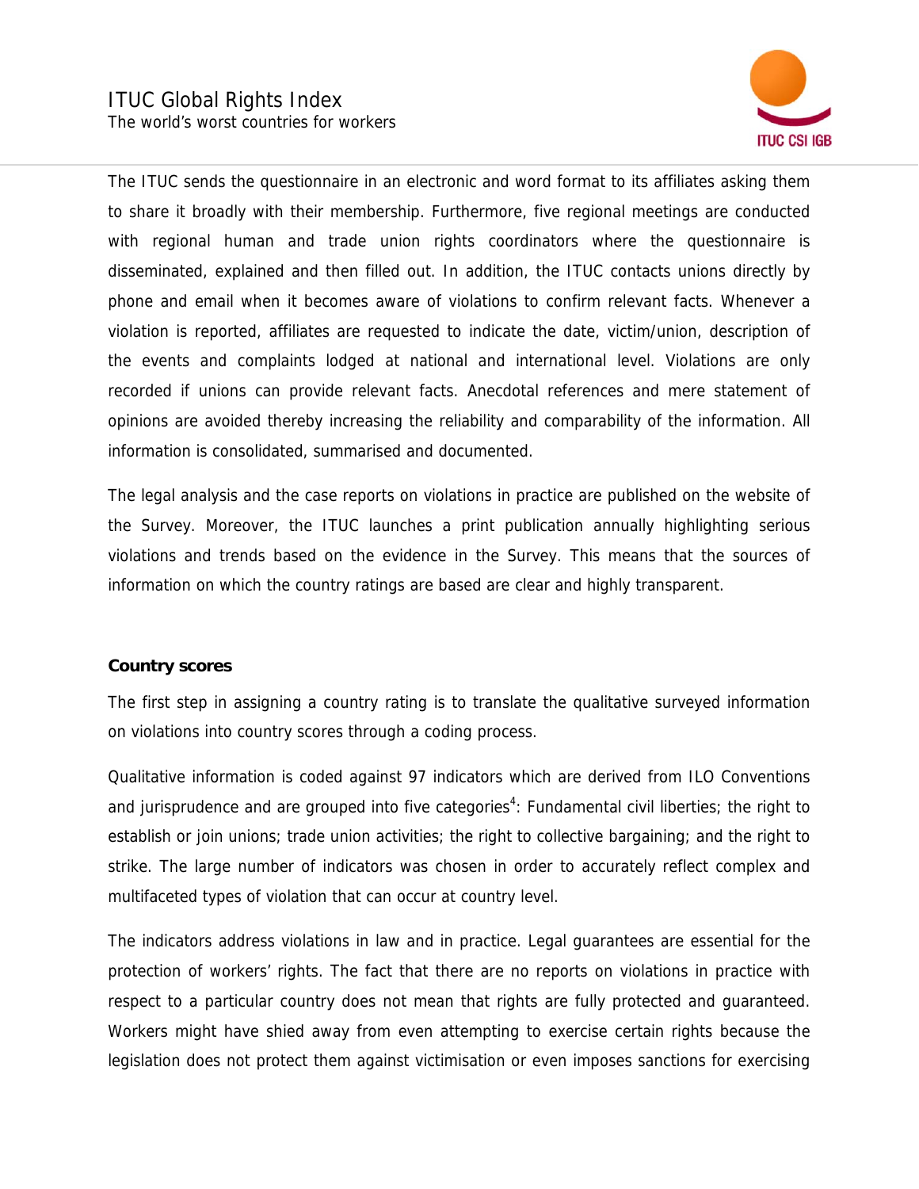The ITUC sends the questionnaire in an electronic and word format to its affiliates asking them to share it broadly with their membership. Furthermore, five regional meetings are conducted with regional human and trade union rights coordinators where the questionnaire is disseminated, explained and then filled out. In addition, the ITUC contacts unions directly by phone and email when it becomes aware of violations to confirm relevant facts. Whenever a violation is reported, affiliates are requested to indicate the date, victim/union, description of the events and complaints lodged at national and international level. Violations are only recorded if unions can provide relevant facts. Anecdotal references and mere statement of opinions are avoided thereby increasing the reliability and comparability of the information. All information is consolidated, summarised and documented.

The legal analysis and the case reports on violations in practice are published on the website of the Survey. Moreover, the ITUC launches a print publication annually highlighting serious violations and trends based on the evidence in the Survey. This means that the sources of information on which the country ratings are based are clear and highly transparent.

**Country scores**

The first step in assigning a country rating is to translate the qualitative surveyed information on violations into country scores through a coding process.

Qualitative information is coded against 97 indicators which are derived from ILO Conventions and jurisprudence and are grouped into five categories[4]: Fundamental civil liberties; the right to establish or join unions; trade union activities; the right to collective bargaining; and the right to strike. The large number of indicators was chosen in order to accurately reflect complex and multifaceted types of violation that can occur at country level.

The indicators address violations in law and in practice. Legal guarantees are essential for the protection of workers' rights. The fact that there are no reports on violations in practice with respect to a particular country does not mean that rights are fully protected and guaranteed. Workers might have shied away from even attempting to exercise certain rights because the legislation does not protect them against victimisation or even imposes sanctions for exercising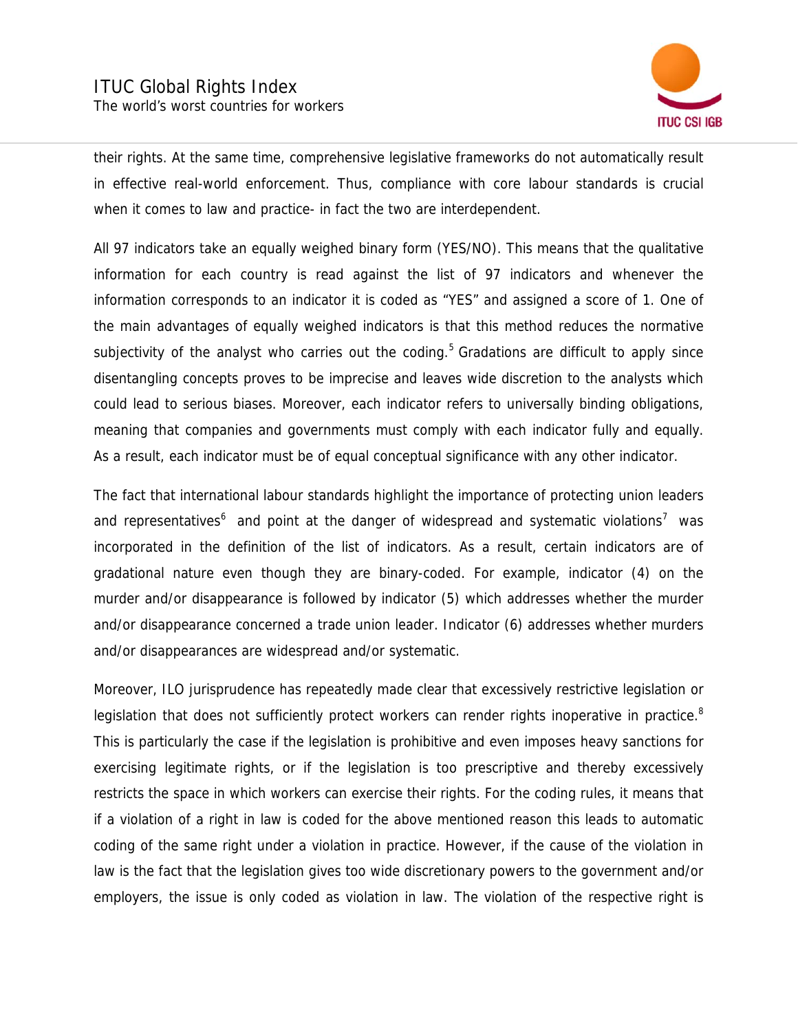their rights. At the same time, comprehensive legislative frameworks do not automatically result in effective real-world enforcement. Thus, compliance with core labour standards is crucial when it comes to law and practice- in fact the two are interdependent.

All 97 indicators take an equally weighed binary form (YES/NO). This means that the qualitative information for each country is read against the list of 97 indicators and whenever the information corresponds to an indicator it is coded as "YES" and assigned a score of 1. One of the main advantages of equally weighed indicators is that this method reduces the normative subjectivity of the analyst who carries out the coding.[5] Gradations are difficult to apply since disentangling concepts proves to be imprecise and leaves wide discretion to the analysts which could lead to serious biases. Moreover, each indicator refers to universally binding obligations, meaning that companies and governments must comply with each indicator fully and equally. As a result, each indicator must be of equal conceptual significance with any other indicator.

The fact that international labour standards highlight the importance of protecting union leaders and representatives[6] and point at the danger of widespread and systematic violations[7] was incorporated in the definition of the list of indicators. As a result, certain indicators are of gradational nature even though they are binary-coded. For example, indicator (4) on the murder and/or disappearance is followed by indicator (5) which addresses whether the murder and/or disappearance concerned a trade union leader. Indicator (6) addresses whether murders and/or disappearances are widespread and/or systematic.

Moreover, ILO jurisprudence has repeatedly made clear that excessively restrictive legislation or legislation that does not sufficiently protect workers can render rights inoperative in practice.[8] This is particularly the case if the legislation is prohibitive and even imposes heavy sanctions for exercising legitimate rights, or if the legislation is too prescriptive and thereby excessively restricts the space in which workers can exercise their rights. For the coding rules, it means that if a violation of a right in law is coded for the above mentioned reason this leads to automatic coding of the same right under a violation in practice. However, if the cause of the violation in law is the fact that the legislation gives too wide discretionary powers to the government and/or employers, the issue is only coded as violation in law. The violation of the respective right is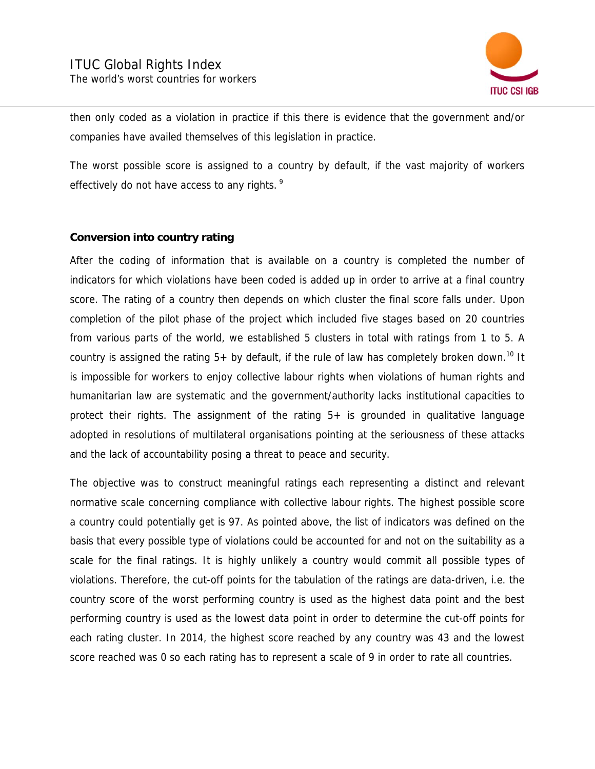then only coded as a violation in practice if this there is evidence that the government and/or companies have availed themselves of this legislation in practice.

The worst possible score is assigned to a country by default, if the vast majority of workers effectively do not have access to any rights. [9]

**Conversion into country rating**

After the coding of information that is available on a country is completed the number of indicators for which violations have been coded is added up in order to arrive at a final country score. The rating of a country then depends on which cluster the final score falls under. Upon completion of the pilot phase of the project which included five stages based on 20 countries from various parts of the world, we established 5 clusters in total with ratings from 1 to 5. A country is assigned the rating 5+ by default, if the rule of law has completely broken down.[10] It is impossible for workers to enjoy collective labour rights when violations of human rights and humanitarian law are systematic and the government/authority lacks institutional capacities to protect their rights. The assignment of the rating 5+ is grounded in qualitative language adopted in resolutions of multilateral organisations pointing at the seriousness of these attacks and the lack of accountability posing a threat to peace and security.

The objective was to construct meaningful ratings each representing a distinct and relevant normative scale concerning compliance with collective labour rights. The highest possible score a country could potentially get is 97. As pointed above, the list of indicators was defined on the basis that every possible type of violations could be accounted for and not on the suitability as a scale for the final ratings. It is highly unlikely a country would commit all possible types of violations. Therefore, the cut-off points for the tabulation of the ratings are data-driven, i.e. the country score of the worst performing country is used as the highest data point and the best performing country is used as the lowest data point in order to determine the cut-off points for each rating cluster. In 2014, the highest score reached by any country was 43 and the lowest score reached was 0 so each rating has to represent a scale of 9 in order to rate all countries.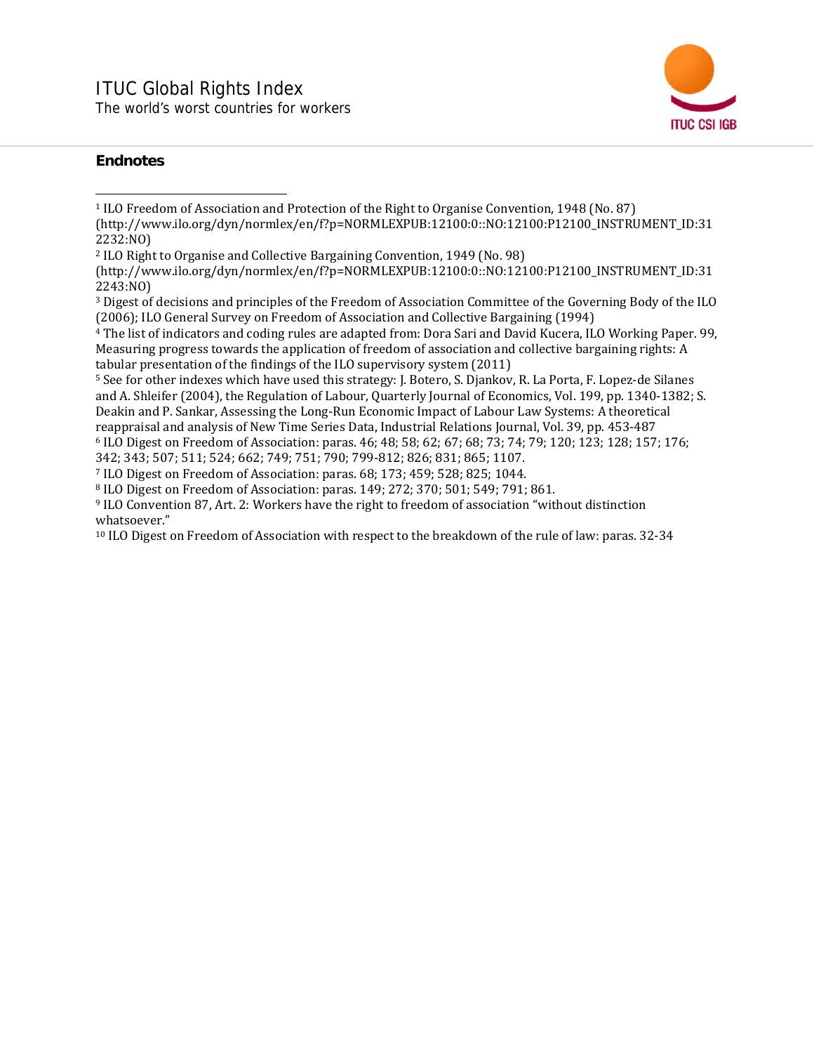## Endnotes

[1] ILO Freedom of Association and Protection of the Right to Organise Convention, 1948 (No. 87) (http://www.ilo.org/dyn/normlex/en/f?p=NORMLEXPUB:12100:0::NO:12100:P12100_INSTRUMENT_ID:312232:NO)

[2] ILO Right to Organise and Collective Bargaining Convention, 1949 (No. 98) (http://www.ilo.org/dyn/normlex/en/f?p=NORMLEXPUB:12100:0::NO:12100:P12100_INSTRUMENT_ID:312243:NO)

[3] Digest of decisions and principles of the Freedom of Association Committee of the Governing Body of the ILO (2006); ILO General Survey on Freedom of Association and Collective Bargaining (1994)

[4] The list of indicators and coding rules are adapted from: Dora Sari and David Kucera, ILO Working Paper. 99, Measuring progress towards the application of freedom of association and collective bargaining rights: A tabular presentation of the findings of the ILO supervisory system (2011)

[5] See for other indexes which have used this strategy: J. Botero, S. Djankov, R. La Porta, F. Lopez-de Silanes and A. Shleifer (2004), the Regulation of Labour, Quarterly Journal of Economics, Vol. 199, pp. 1340-1382; S. Deakin and P. Sankar, Assessing the Long-Run Economic Impact of Labour Law Systems: A theoretical reappraisal and analysis of New Time Series Data, Industrial Relations Journal, Vol. 39, pp. 453-487

[6] ILO Digest on Freedom of Association: paras. 46; 48; 58; 62; 67; 68; 73; 74; 79; 120; 123; 128; 157; 176; 342; 343; 507; 511; 524; 662; 749; 751; 790; 799-812; 826; 831; 865; 1107.

[7] ILO Digest on Freedom of Association: paras. 68; 173; 459; 528; 825; 1044.

[8] ILO Digest on Freedom of Association: paras. 149; 272; 370; 501; 549; 791; 861.

[9] ILO Convention 87, Art. 2: Workers have the right to freedom of association "without distinction whatsoever."

[10] ILO Digest on Freedom of Association with respect to the breakdown of the rule of law: paras. 32-34